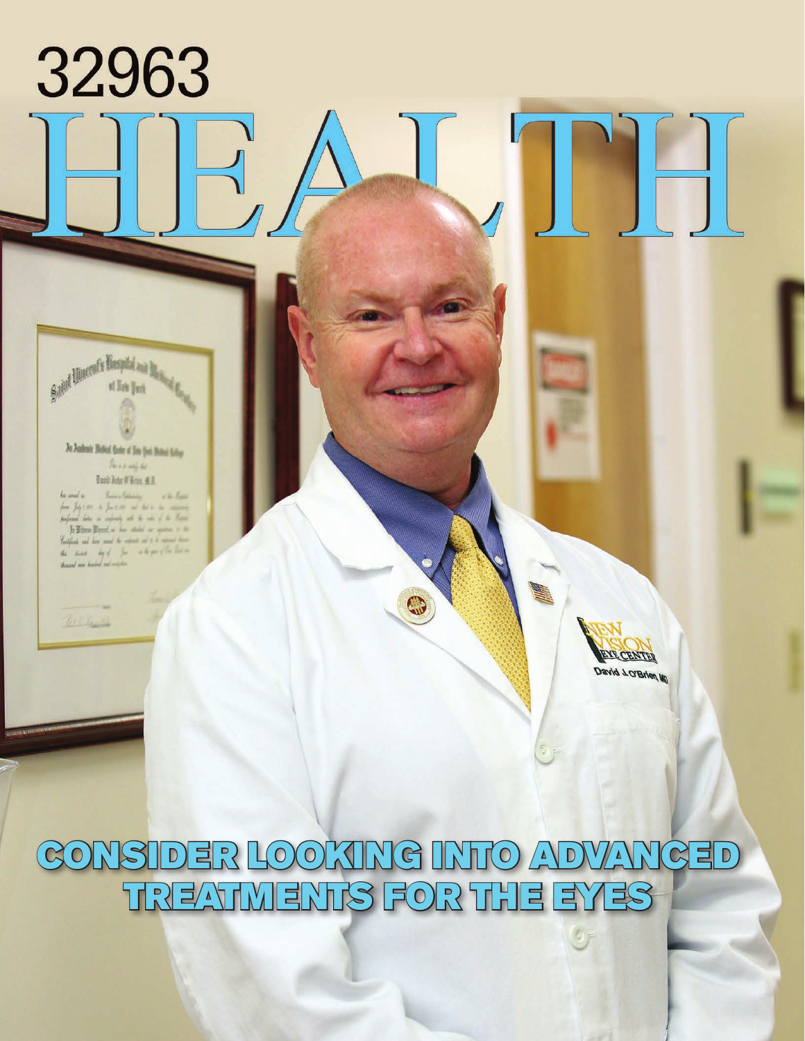# 32963 HEALTH

## CONSIDER LOOKING INTO ADVANCED TREATMENTS FOR THE EYES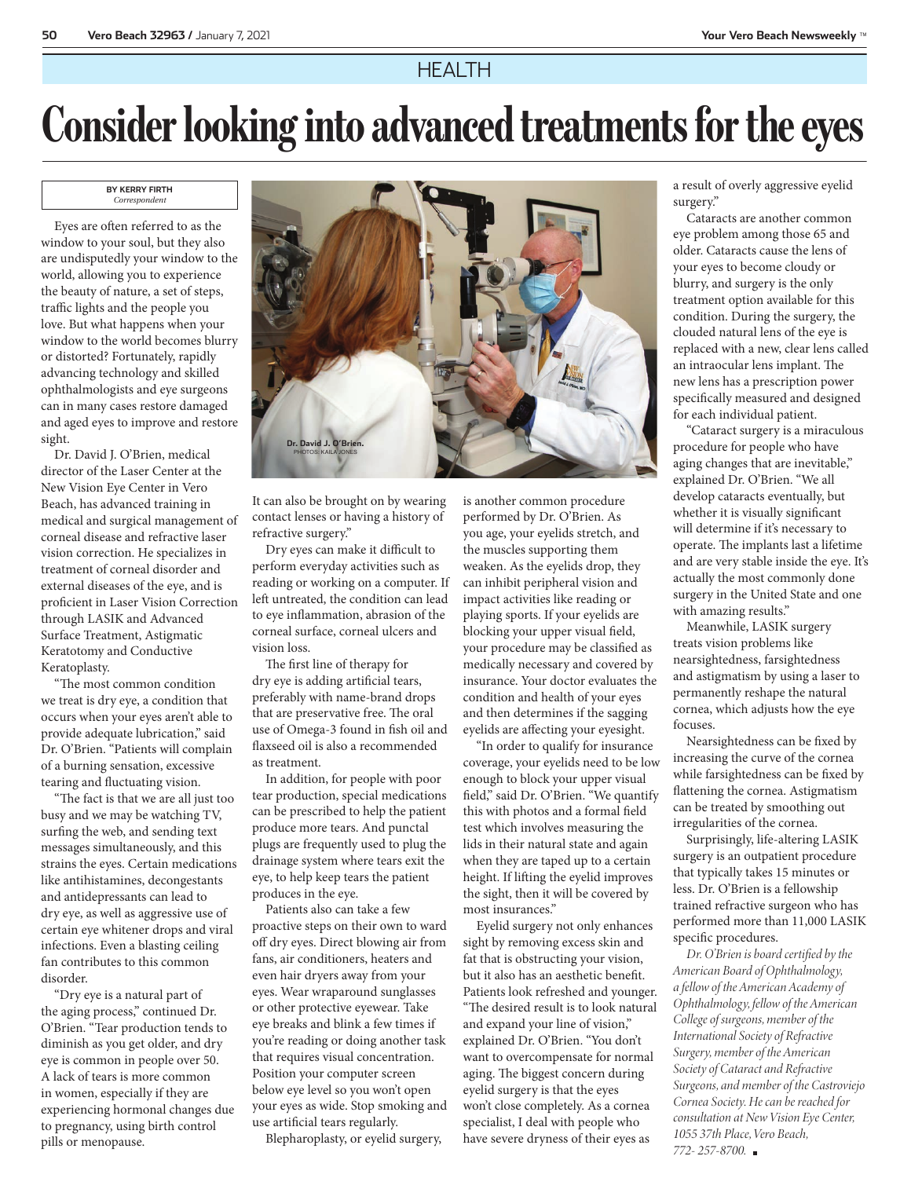HEALTH

# Consider looking into advanced treatments for the eyes

BY KERRY FIRTH
*Correspondent*

Eyes are often referred to as the window to your soul, but they also are undisputedly your window to the world, allowing you to experience the beauty of nature, a set of steps, traffic lights and the people you love. But what happens when your window to the world becomes blurry or distorted? Fortunately, rapidly advancing technology and skilled ophthalmologists and eye surgeons can in many cases restore damaged and aged eyes to improve and restore sight.

Dr. David J. O'Brien, medical director of the Laser Center at the New Vision Eye Center in Vero Beach, has advanced training in medical and surgical management of corneal disease and refractive laser vision correction. He specializes in treatment of corneal disorder and external diseases of the eye, and is proficient in Laser Vision Correction through LASIK and Advanced Surface Treatment, Astigmatic Keratotomy and Conductive Keratoplasty.

"The most common condition we treat is dry eye, a condition that occurs when your eyes aren't able to provide adequate lubrication," said Dr. O'Brien. "Patients will complain of a burning sensation, excessive tearing and fluctuating vision.

"The fact is that we are all just too busy and we may be watching TV, surfing the web, and sending text messages simultaneously, and this strains the eyes. Certain medications like antihistamines, decongestants and antidepressants can lead to dry eye, as well as aggressive use of certain eye whitener drops and viral infections. Even a blasting ceiling fan contributes to this common disorder.

"Dry eye is a natural part of the aging process," continued Dr. O'Brien. "Tear production tends to diminish as you get older, and dry eye is common in people over 50. A lack of tears is more common in women, especially if they are experiencing hormonal changes due to pregnancy, using birth control pills or menopause.

Dr. David J. O'Brien.
PHOTOS: KAILA JONES

It can also be brought on by wearing contact lenses or having a history of refractive surgery."

Dry eyes can make it difficult to perform everyday activities such as reading or working on a computer. If left untreated, the condition can lead to eye inflammation, abrasion of the corneal surface, corneal ulcers and vision loss.

The first line of therapy for dry eye is adding artificial tears, preferably with name-brand drops that are preservative free. The oral use of Omega-3 found in fish oil and flaxseed oil is also a recommended as treatment.

In addition, for people with poor tear production, special medications can be prescribed to help the patient produce more tears. And punctal plugs are frequently used to plug the drainage system where tears exit the eye, to help keep tears the patient produces in the eye.

Patients also can take a few proactive steps on their own to ward off dry eyes. Direct blowing air from fans, air conditioners, heaters and even hair dryers away from your eyes. Wear wraparound sunglasses or other protective eyewear. Take eye breaks and blink a few times if you're reading or doing another task that requires visual concentration. Position your computer screen below eye level so you won't open your eyes as wide. Stop smoking and use artificial tears regularly.

Blepharoplasty, or eyelid surgery, is another common procedure performed by Dr. O'Brien. As you age, your eyelids stretch, and the muscles supporting them weaken. As the eyelids drop, they can inhibit peripheral vision and impact activities like reading or playing sports. If your eyelids are blocking your upper visual field, your procedure may be classified as medically necessary and covered by insurance. Your doctor evaluates the condition and health of your eyes and then determines if the sagging eyelids are affecting your eyesight.

"In order to qualify for insurance coverage, your eyelids need to be low enough to block your upper visual field," said Dr. O'Brien. "We quantify this with photos and a formal field test which involves measuring the lids in their natural state and again when they are taped up to a certain height. If lifting the eyelid improves the sight, then it will be covered by most insurances."

Eyelid surgery not only enhances sight by removing excess skin and fat that is obstructing your vision, but it also has an aesthetic benefit. Patients look refreshed and younger. "The desired result is to look natural and expand your line of vision," explained Dr. O'Brien. "You don't want to overcompensate for normal aging. The biggest concern during eyelid surgery is that the eyes won't close completely. As a cornea specialist, I deal with people who have severe dryness of their eyes as a result of overly aggressive eyelid surgery."

Cataracts are another common eye problem among those 65 and older. Cataracts cause the lens of your eyes to become cloudy or blurry, and surgery is the only treatment option available for this condition. During the surgery, the clouded natural lens of the eye is replaced with a new, clear lens called an intraocular lens implant. The new lens has a prescription power specifically measured and designed for each individual patient.

"Cataract surgery is a miraculous procedure for people who have aging changes that are inevitable," explained Dr. O'Brien. "We all develop cataracts eventually, but whether it is visually significant will determine if it's necessary to operate. The implants last a lifetime and are very stable inside the eye. It's actually the most commonly done surgery in the United State and one with amazing results."

Meanwhile, LASIK surgery treats vision problems like nearsightedness, farsightedness and astigmatism by using a laser to permanently reshape the natural cornea, which adjusts how the eye focuses.

Nearsightedness can be fixed by increasing the curve of the cornea while farsightedness can be fixed by flattening the cornea. Astigmatism can be treated by smoothing out irregularities of the cornea.

Surprisingly, life-altering LASIK surgery is an outpatient procedure that typically takes 15 minutes or less. Dr. O'Brien is a fellowship trained refractive surgeon who has performed more than 11,000 LASIK specific procedures.

*Dr. O'Brien is board certified by the American Board of Ophthalmology, a fellow of the American Academy of Ophthalmology, fellow of the American College of surgeons, member of the International Society of Refractive Surgery, member of the American Society of Cataract and Refractive Surgeons, and member of the Castroviejo Cornea Society. He can be reached for consultation at New Vision Eye Center, 1055 37th Place, Vero Beach, 772- 257-8700.*